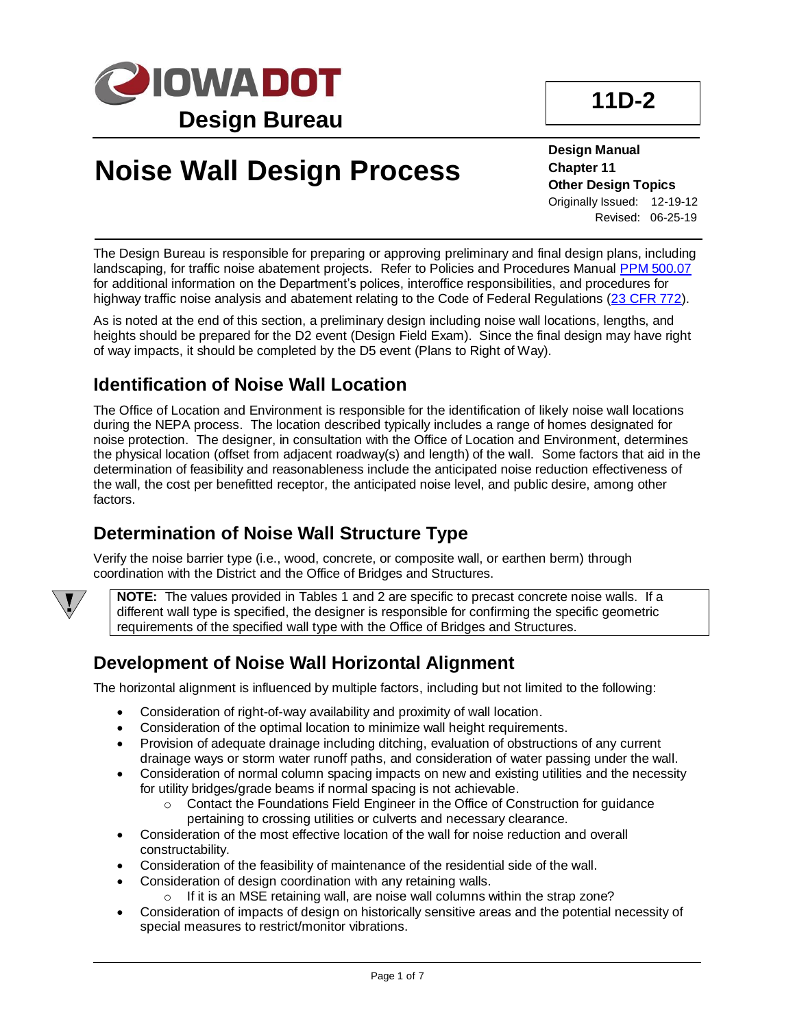**IOWA DOT**

**Design Bureau**

**11D-2**

# Noise Wall Design Process

**Design Manual**
**Chapter 11**
**Other Design Topics**
Originally Issued: 12-19-12
Revised: 06-25-19

The Design Bureau is responsible for preparing or approving preliminary and final design plans, including landscaping, for traffic noise abatement projects. Refer to Policies and Procedures Manual PPM 500.07 for additional information on the Department's polices, interoffice responsibilities, and procedures for highway traffic noise analysis and abatement relating to the Code of Federal Regulations (23 CFR 772).

As is noted at the end of this section, a preliminary design including noise wall locations, lengths, and heights should be prepared for the D2 event (Design Field Exam). Since the final design may have right of way impacts, it should be completed by the D5 event (Plans to Right of Way).

## Identification of Noise Wall Location

The Office of Location and Environment is responsible for the identification of likely noise wall locations during the NEPA process. The location described typically includes a range of homes designated for noise protection. The designer, in consultation with the Office of Location and Environment, determines the physical location (offset from adjacent roadway(s) and length) of the wall. Some factors that aid in the determination of feasibility and reasonableness include the anticipated noise reduction effectiveness of the wall, the cost per benefitted receptor, the anticipated noise level, and public desire, among other factors.

## Determination of Noise Wall Structure Type

Verify the noise barrier type (i.e., wood, concrete, or composite wall, or earthen berm) through coordination with the District and the Office of Bridges and Structures.

> **NOTE:** The values provided in Tables 1 and 2 are specific to precast concrete noise walls. If a different wall type is specified, the designer is responsible for confirming the specific geometric requirements of the specified wall type with the Office of Bridges and Structures.

## Development of Noise Wall Horizontal Alignment

The horizontal alignment is influenced by multiple factors, including but not limited to the following:

- Consideration of right-of-way availability and proximity of wall location.
- Consideration of the optimal location to minimize wall height requirements.
- Provision of adequate drainage including ditching, evaluation of obstructions of any current drainage ways or storm water runoff paths, and consideration of water passing under the wall.
- Consideration of normal column spacing impacts on new and existing utilities and the necessity for utility bridges/grade beams if normal spacing is not achievable.
  - Contact the Foundations Field Engineer in the Office of Construction for guidance pertaining to crossing utilities or culverts and necessary clearance.
- Consideration of the most effective location of the wall for noise reduction and overall constructability.
- Consideration of the feasibility of maintenance of the residential side of the wall.
- Consideration of design coordination with any retaining walls.
  - If it is an MSE retaining wall, are noise wall columns within the strap zone?
- Consideration of impacts of design on historically sensitive areas and the potential necessity of special measures to restrict/monitor vibrations.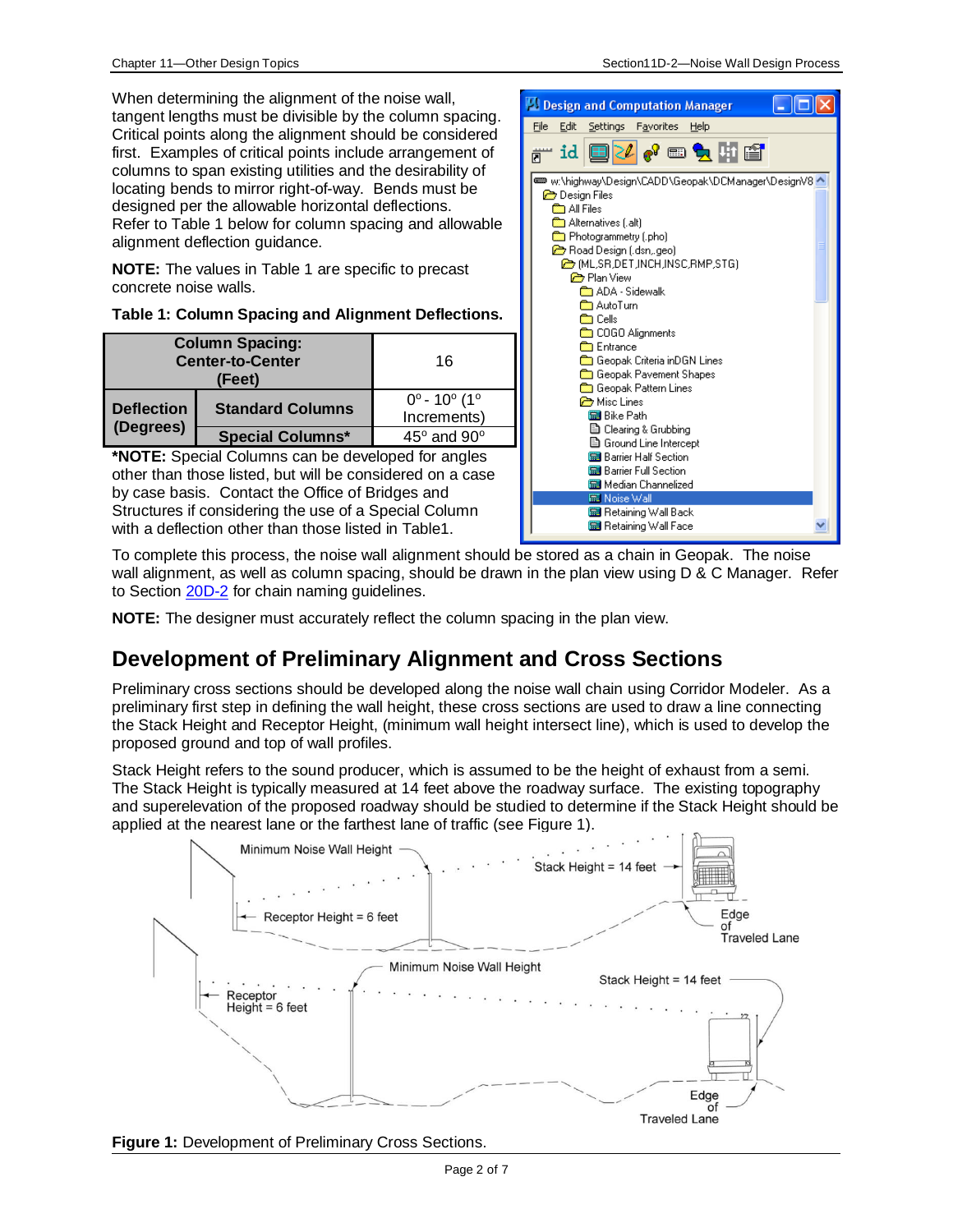When determining the alignment of the noise wall, tangent lengths must be divisible by the column spacing. Critical points along the alignment should be considered first. Examples of critical points include arrangement of columns to span existing utilities and the desirability of locating bends to mirror right-of-way. Bends must be designed per the allowable horizontal deflections. Refer to Table 1 below for column spacing and allowable alignment deflection guidance.

**NOTE:** The values in Table 1 are specific to precast concrete noise walls.

**Table 1: Column Spacing and Alignment Deflections.**

| Column Spacing: Center-to-Center (Feet) | | 16 |
|---|---|---|
| Deflection (Degrees) | Standard Columns | 0° - 10° (1° Increments) |
| | Special Columns* | 45° and 90° |

***NOTE:** Special Columns can be developed for angles other than those listed, but will be considered on a case by case basis. Contact the Office of Bridges and Structures if considering the use of a Special Column with a deflection other than those listed in Table1.

To complete this process, the noise wall alignment should be stored as a chain in Geopak. The noise wall alignment, as well as column spacing, should be drawn in the plan view using D & C Manager. Refer to Section 20D-2 for chain naming guidelines.

**NOTE:** The designer must accurately reflect the column spacing in the plan view.

## Development of Preliminary Alignment and Cross Sections

Preliminary cross sections should be developed along the noise wall chain using Corridor Modeler. As a preliminary first step in defining the wall height, these cross sections are used to draw a line connecting the Stack Height and Receptor Height, (minimum wall height intersect line), which is used to develop the proposed ground and top of wall profiles.

Stack Height refers to the sound producer, which is assumed to be the height of exhaust from a semi. The Stack Height is typically measured at 14 feet above the roadway surface. The existing topography and superelevation of the proposed roadway should be studied to determine if the Stack Height should be applied at the nearest lane or the farthest lane of traffic (see Figure 1).

**Figure 1:** Development of Preliminary Cross Sections.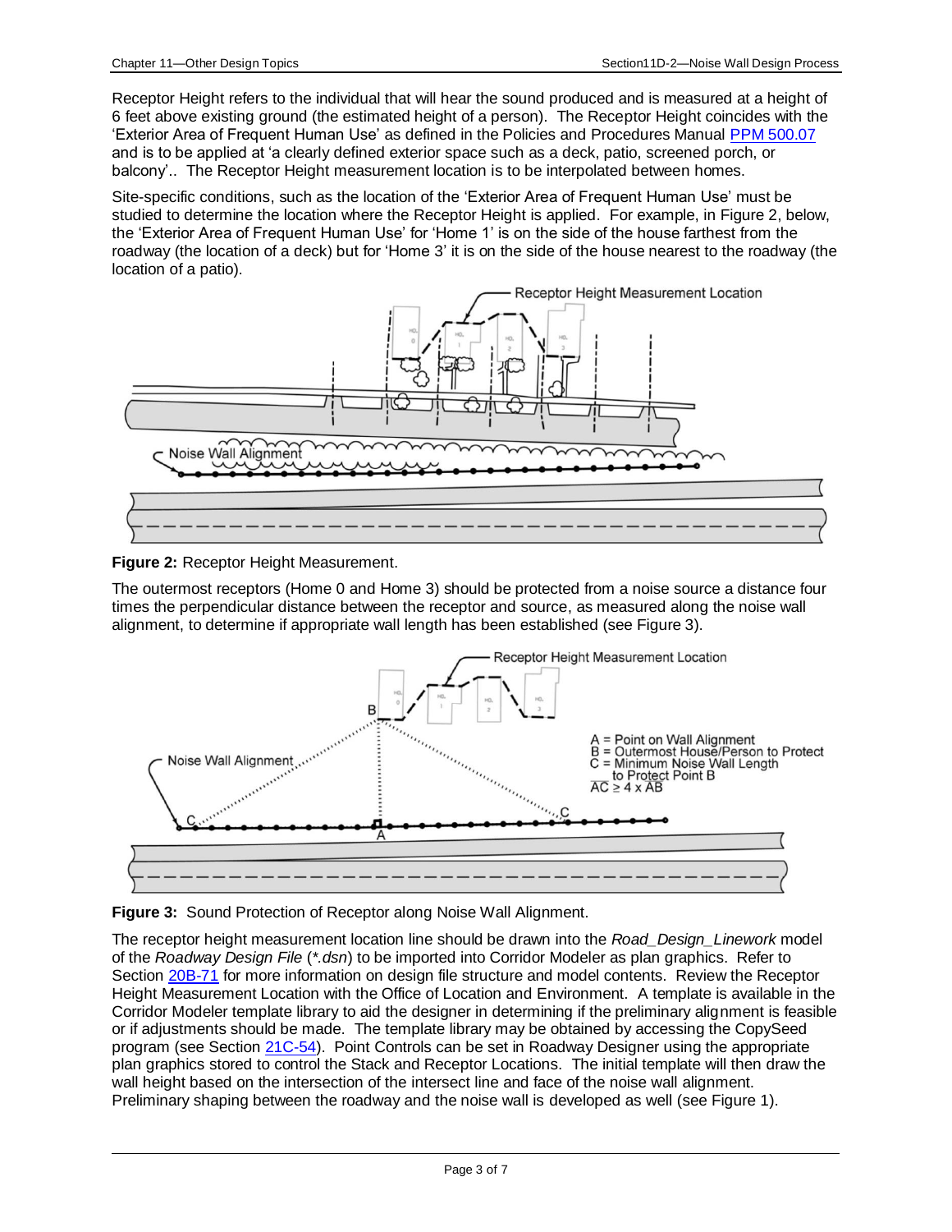Receptor Height refers to the individual that will hear the sound produced and is measured at a height of 6 feet above existing ground (the estimated height of a person). The Receptor Height coincides with the 'Exterior Area of Frequent Human Use' as defined in the Policies and Procedures Manual PPM 500.07 and is to be applied at 'a clearly defined exterior space such as a deck, patio, screened porch, or balcony'.. The Receptor Height measurement location is to be interpolated between homes.

Site-specific conditions, such as the location of the 'Exterior Area of Frequent Human Use' must be studied to determine the location where the Receptor Height is applied. For example, in Figure 2, below, the 'Exterior Area of Frequent Human Use' for 'Home 1' is on the side of the house farthest from the roadway (the location of a deck) but for 'Home 3' it is on the side of the house nearest to the roadway (the location of a patio).

**Figure 2:** Receptor Height Measurement.

The outermost receptors (Home 0 and Home 3) should be protected from a noise source a distance four times the perpendicular distance between the receptor and source, as measured along the noise wall alignment, to determine if appropriate wall length has been established (see Figure 3).

**Figure 3:** Sound Protection of Receptor along Noise Wall Alignment.

The receptor height measurement location line should be drawn into the *Road_Design_Linework* model of the *Roadway Design File* (*\*.dsn*) to be imported into Corridor Modeler as plan graphics. Refer to Section 20B-71 for more information on design file structure and model contents. Review the Receptor Height Measurement Location with the Office of Location and Environment. A template is available in the Corridor Modeler template library to aid the designer in determining if the preliminary alignment is feasible or if adjustments should be made. The template library may be obtained by accessing the CopySeed program (see Section 21C-54). Point Controls can be set in Roadway Designer using the appropriate plan graphics stored to control the Stack and Receptor Locations. The initial template will then draw the wall height based on the intersection of the intersect line and face of the noise wall alignment. Preliminary shaping between the roadway and the noise wall is developed as well (see Figure 1).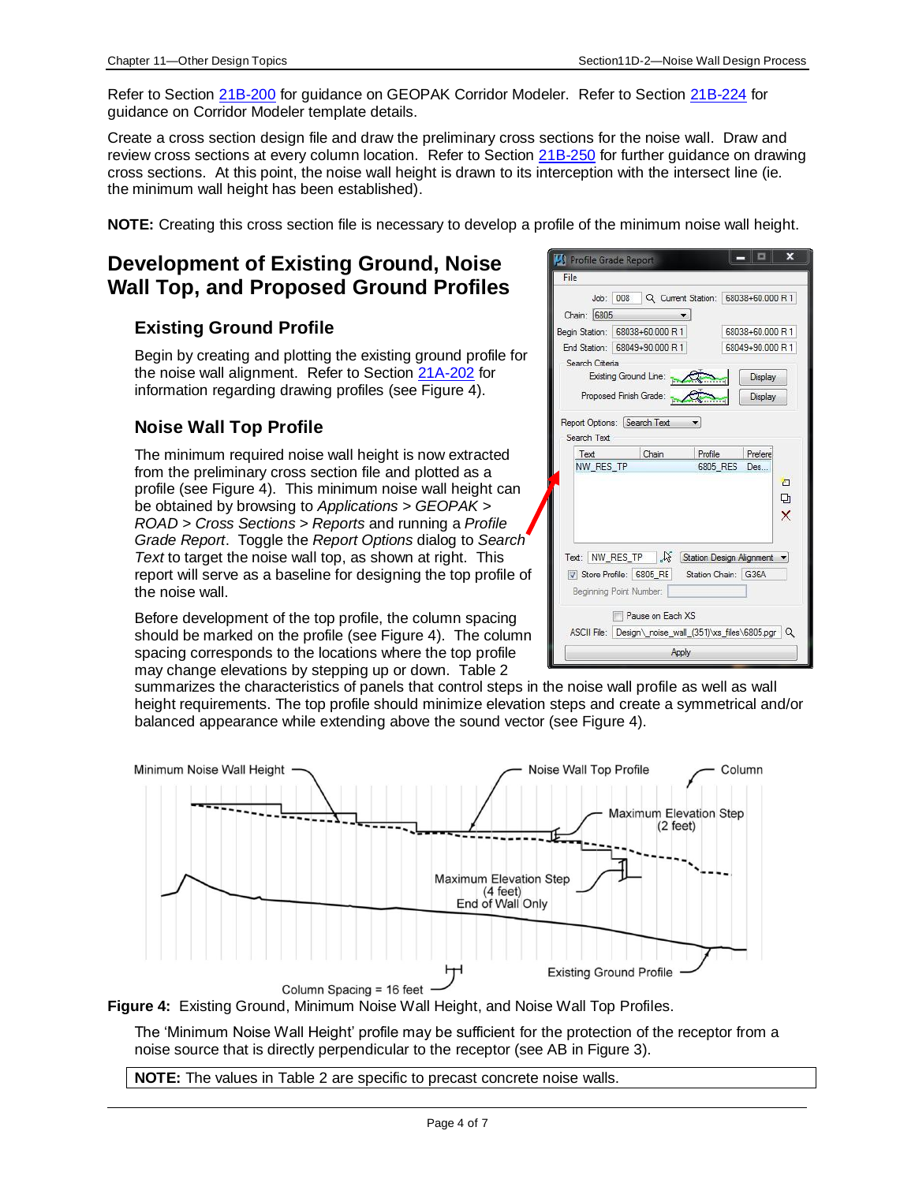Refer to Section 21B-200 for guidance on GEOPAK Corridor Modeler. Refer to Section 21B-224 for guidance on Corridor Modeler template details.

Create a cross section design file and draw the preliminary cross sections for the noise wall. Draw and review cross sections at every column location. Refer to Section 21B-250 for further guidance on drawing cross sections. At this point, the noise wall height is drawn to its interception with the intersect line (ie. the minimum wall height has been established).

**NOTE:** Creating this cross section file is necessary to develop a profile of the minimum noise wall height.

## Development of Existing Ground, Noise Wall Top, and Proposed Ground Profiles

### Existing Ground Profile

Begin by creating and plotting the existing ground profile for the noise wall alignment. Refer to Section 21A-202 for information regarding drawing profiles (see Figure 4).

### Noise Wall Top Profile

The minimum required noise wall height is now extracted from the preliminary cross section file and plotted as a profile (see Figure 4). This minimum noise wall height can be obtained by browsing to *Applications* > *GEOPAK* > *ROAD* > *Cross Sections* > *Reports* and running a *Profile Grade Report*. Toggle the *Report Options* dialog to *Search Text* to target the noise wall top, as shown at right. This report will serve as a baseline for designing the top profile of the noise wall.

Before development of the top profile, the column spacing should be marked on the profile (see Figure 4). The column spacing corresponds to the locations where the top profile may change elevations by stepping up or down. Table 2 summarizes the characteristics of panels that control steps in the noise wall profile as well as wall height requirements. The top profile should minimize elevation steps and create a symmetrical and/or balanced appearance while extending above the sound vector (see Figure 4).

**Figure 4:** Existing Ground, Minimum Noise Wall Height, and Noise Wall Top Profiles.

The 'Minimum Noise Wall Height' profile may be sufficient for the protection of the receptor from a noise source that is directly perpendicular to the receptor (see AB in Figure 3).

**NOTE:** The values in Table 2 are specific to precast concrete noise walls.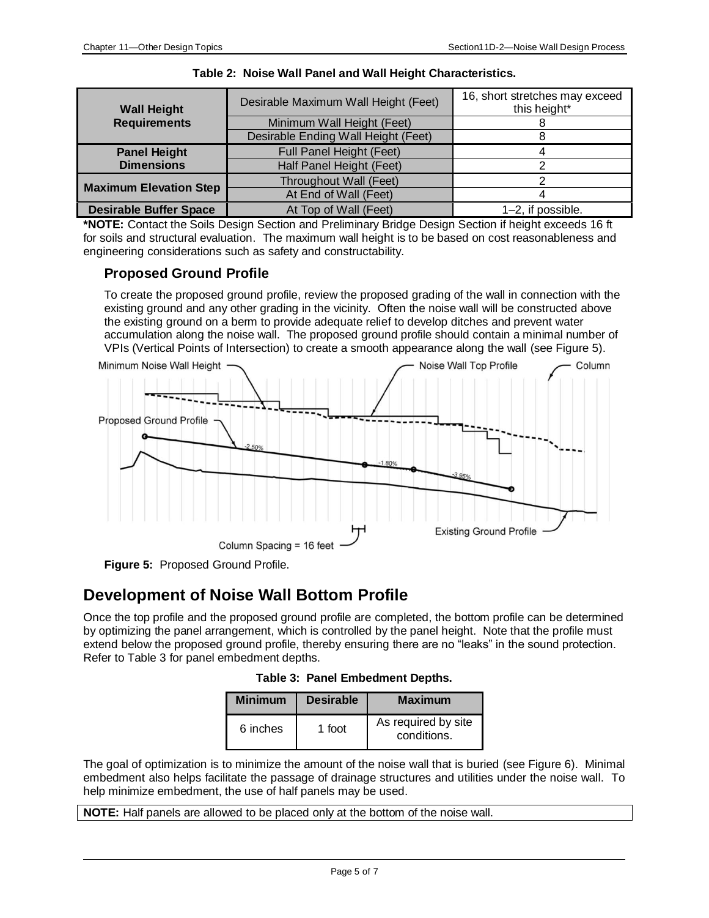**Table 2: Noise Wall Panel and Wall Height Characteristics.**

| | | |
|---|---|---|
| **Wall Height Requirements** | Desirable Maximum Wall Height (Feet) | 16, short stretches may exceed this height* |
| | Minimum Wall Height (Feet) | 8 |
| | Desirable Ending Wall Height (Feet) | 8 |
| **Panel Height Dimensions** | Full Panel Height (Feet) | 4 |
| | Half Panel Height (Feet) | 2 |
| **Maximum Elevation Step** | Throughout Wall (Feet) | 2 |
| | At End of Wall (Feet) | 4 |
| **Desirable Buffer Space** | At Top of Wall (Feet) | 1–2, if possible. |

**\*NOTE:** Contact the Soils Design Section and Preliminary Bridge Design Section if height exceeds 16 ft for soils and structural evaluation. The maximum wall height is to be based on cost reasonableness and engineering considerations such as safety and constructability.

### Proposed Ground Profile

To create the proposed ground profile, review the proposed grading of the wall in connection with the existing ground and any other grading in the vicinity. Often the noise wall will be constructed above the existing ground on a berm to provide adequate relief to develop ditches and prevent water accumulation along the noise wall. The proposed ground profile should contain a minimal number of VPIs (Vertical Points of Intersection) to create a smooth appearance along the wall (see Figure 5).

**Figure 5:** Proposed Ground Profile.

## Development of Noise Wall Bottom Profile

Once the top profile and the proposed ground profile are completed, the bottom profile can be determined by optimizing the panel arrangement, which is controlled by the panel height. Note that the profile must extend below the proposed ground profile, thereby ensuring there are no "leaks" in the sound protection. Refer to Table 3 for panel embedment depths.

**Table 3: Panel Embedment Depths.**

| Minimum | Desirable | Maximum |
|---|---|---|
| 6 inches | 1 foot | As required by site conditions. |

The goal of optimization is to minimize the amount of the noise wall that is buried (see Figure 6). Minimal embedment also helps facilitate the passage of drainage structures and utilities under the noise wall. To help minimize embedment, the use of half panels may be used.

**NOTE:** Half panels are allowed to be placed only at the bottom of the noise wall.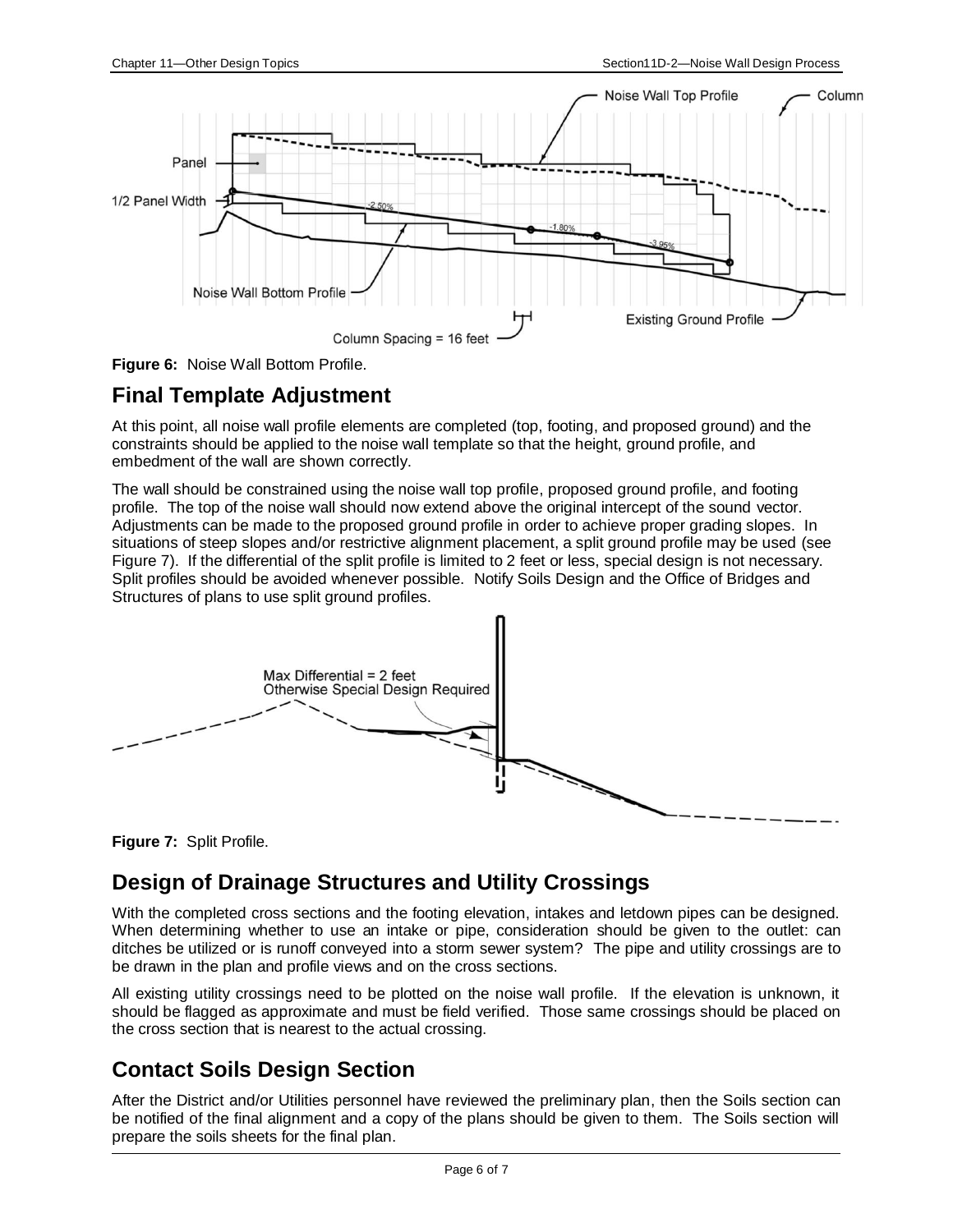**Figure 6:** Noise Wall Bottom Profile.

## Final Template Adjustment

At this point, all noise wall profile elements are completed (top, footing, and proposed ground) and the constraints should be applied to the noise wall template so that the height, ground profile, and embedment of the wall are shown correctly.

The wall should be constrained using the noise wall top profile, proposed ground profile, and footing profile. The top of the noise wall should now extend above the original intercept of the sound vector. Adjustments can be made to the proposed ground profile in order to achieve proper grading slopes. In situations of steep slopes and/or restrictive alignment placement, a split ground profile may be used (see Figure 7). If the differential of the split profile is limited to 2 feet or less, special design is not necessary. Split profiles should be avoided whenever possible. Notify Soils Design and the Office of Bridges and Structures of plans to use split ground profiles.

**Figure 7:** Split Profile.

## Design of Drainage Structures and Utility Crossings

With the completed cross sections and the footing elevation, intakes and letdown pipes can be designed. When determining whether to use an intake or pipe, consideration should be given to the outlet: can ditches be utilized or is runoff conveyed into a storm sewer system? The pipe and utility crossings are to be drawn in the plan and profile views and on the cross sections.

All existing utility crossings need to be plotted on the noise wall profile. If the elevation is unknown, it should be flagged as approximate and must be field verified. Those same crossings should be placed on the cross section that is nearest to the actual crossing.

## Contact Soils Design Section

After the District and/or Utilities personnel have reviewed the preliminary plan, then the Soils section can be notified of the final alignment and a copy of the plans should be given to them. The Soils section will prepare the soils sheets for the final plan.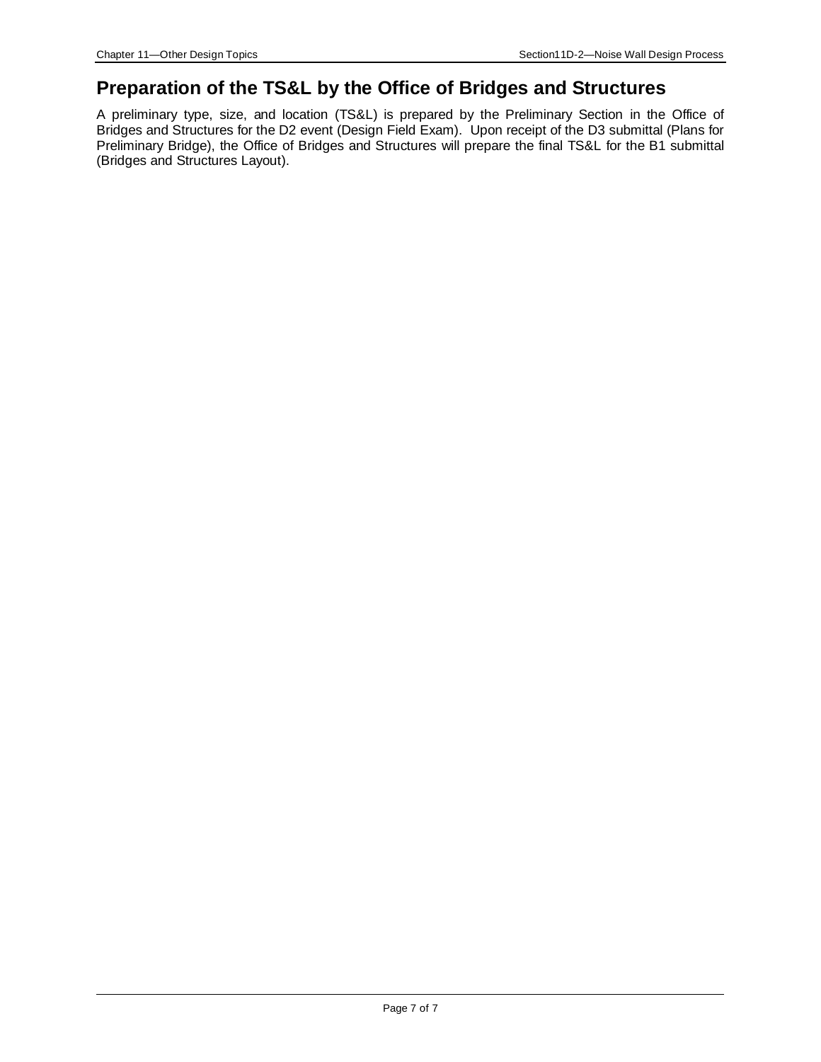## Preparation of the TS&L by the Office of Bridges and Structures

A preliminary type, size, and location (TS&L) is prepared by the Preliminary Section in the Office of Bridges and Structures for the D2 event (Design Field Exam). Upon receipt of the D3 submittal (Plans for Preliminary Bridge), the Office of Bridges and Structures will prepare the final TS&L for the B1 submittal (Bridges and Structures Layout).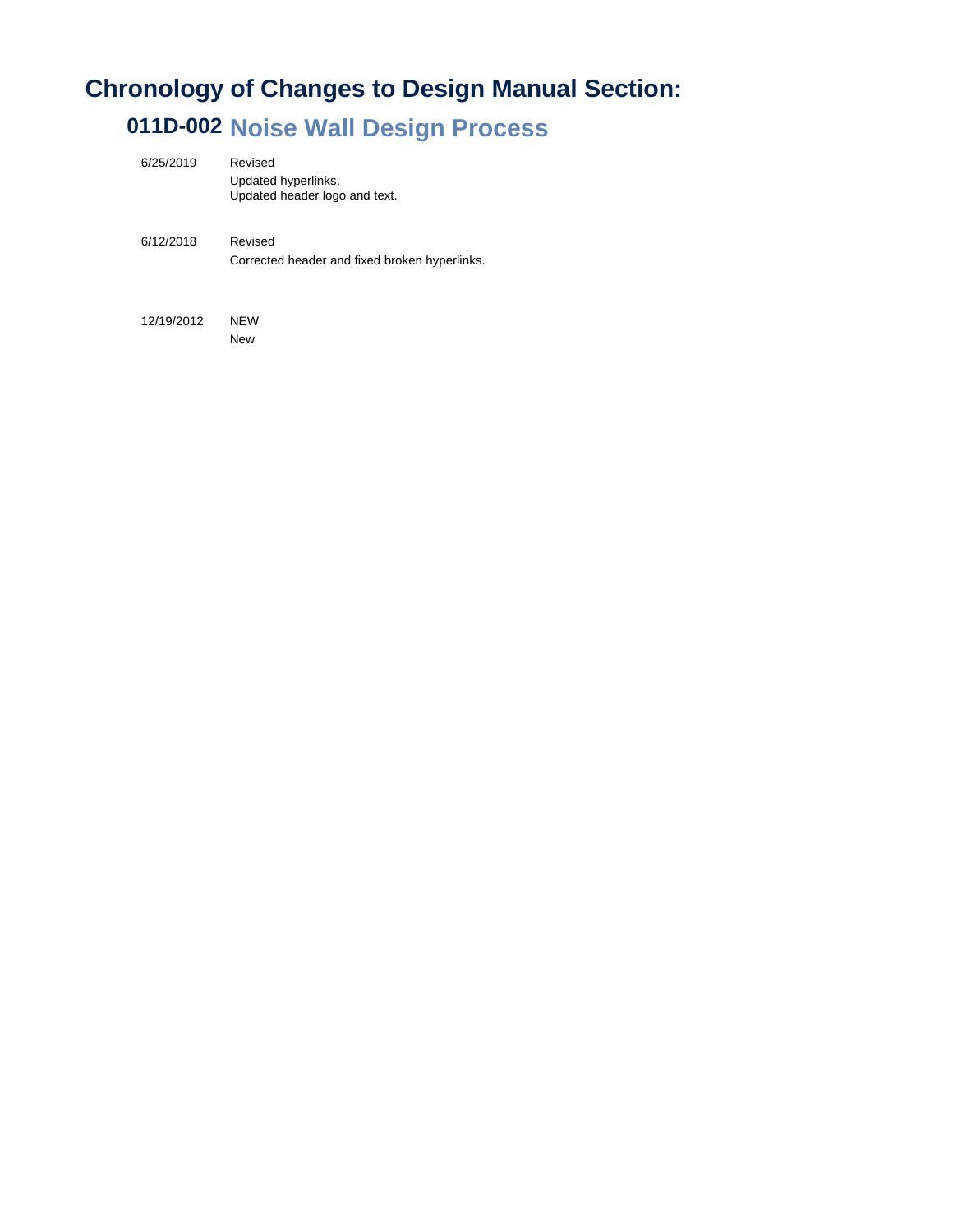# Chronology of Changes to Design Manual Section:

## 011D-002 Noise Wall Design Process

| | |
|---|---|
| 6/25/2019 | Revised<br>Updated hyperlinks.<br>Updated header logo and text. |
| 6/12/2018 | Revised<br>Corrected header and fixed broken hyperlinks. |
| 12/19/2012 | NEW<br>New |